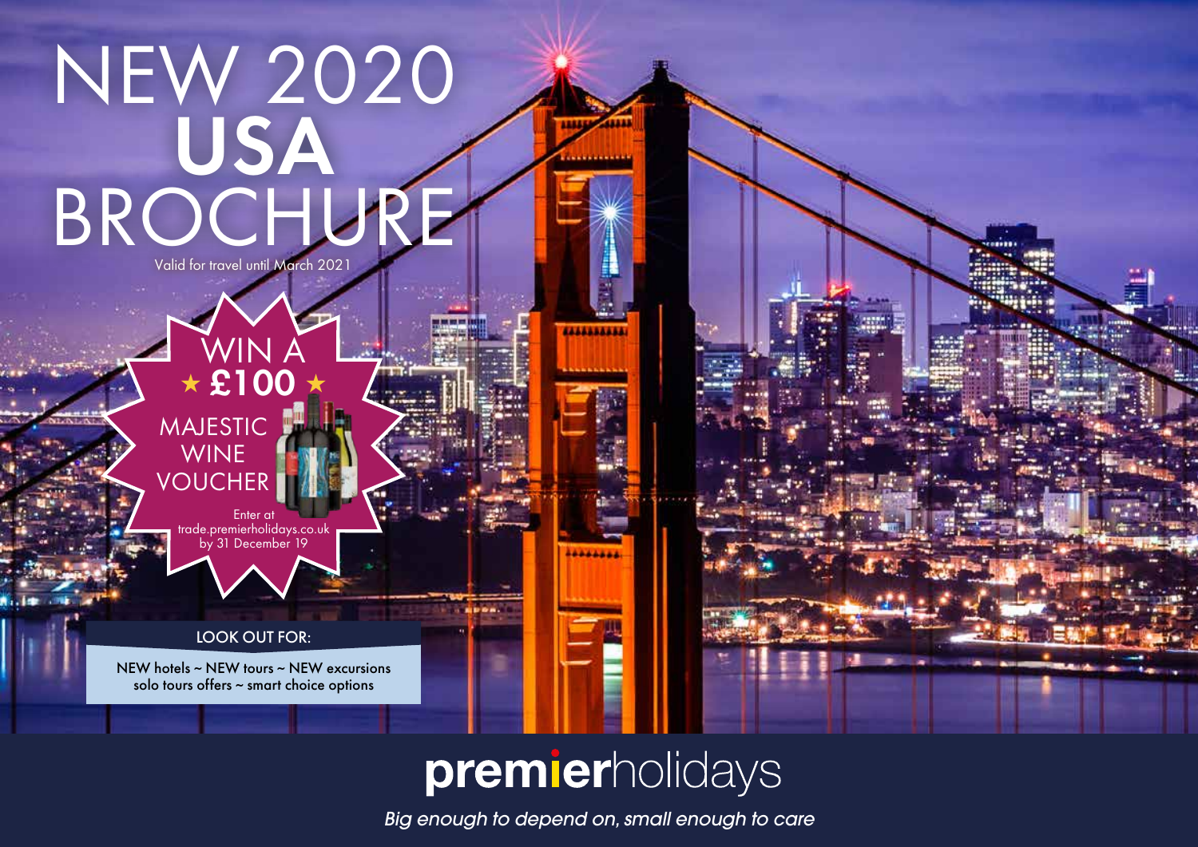# NEW 2020 USA BROCHURE

Valid for travel until March 2021

WIN A ★ £100 ★ MAJESTIC WINE VOUCHER

Enter at trade.premierholidays.co.uk by 31 December 19

LOOK OUT FOR:

NEW hotels ~ NEW tours ~ NEW excursions
solo tours offers ~ smart choice options

**premier**holidays

*Big enough to depend on, small enough to care*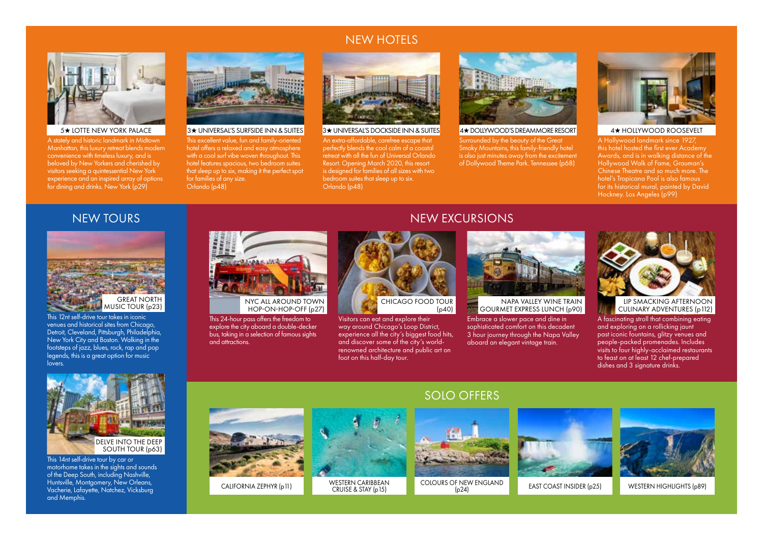## NEW HOTELS

### 5★ LOTTE NEW YORK PALACE

A stately and historic landmark in Midtown Manhattan, this luxury retreat blends modern convenience with timeless luxury, and is beloved by New Yorkers and cherished by visitors seeking a quintessential New York experience and an inspired array of options for dining and drinks. New York (p29)

### 3★ UNIVERSAL'S SURFSIDE INN & SUITES

This excellent value, fun and family-oriented hotel offers a relaxed and easy atmosphere with a cool surf vibe woven throughout. This hotel features spacious, two bedroom suites that sleep up to six, making it the perfect spot for families of any size.
Orlando (p48)

### 3★ UNIVERSAL'S DOCKSIDE INN & SUITES

An extra-affordable, carefree escape that perfectly blends the cool calm of a coastal retreat with all the fun of Universal Orlando Resort. Opening March 2020, this resort is designed for families of all sizes with two bedroom suites that sleep up to six.
Orlando (p48)

### 4★ DOLLYWOOD'S DREAMMORE RESORT

Surrounded by the beauty of the Great Smoky Mountains, this family-friendly hotel is also just minutes away from the excitement of Dollywood Theme Park. Tennessee (p68)

### 4★ HOLLYWOOD ROOSEVELT

A Hollywood landmark since 1927, this hotel hosted the first ever Academy Awards, and is in walking distance of the Hollywood Walk of Fame, Grauman's Chinese Theatre and so much more. The hotel's Tropicana Pool is also famous for its historical mural, painted by David Hockney. Los Angeles (p99)

## NEW TOURS

### GREAT NORTH MUSIC TOUR (p23)

This 12nt self-drive tour takes in iconic venues and historical sites from Chicago, Detroit, Cleveland, Pittsburgh, Philadelphia, New York City and Boston. Walking in the footsteps of jazz, blues, rock, rap and pop legends, this is a great option for music lovers.

### DELVE INTO THE DEEP SOUTH TOUR (p63)

This 14nt self-drive tour by car or motorhome takes in the sights and sounds of the Deep South, including Nashville, Huntsville, Montgomery, New Orleans, Vacherie, Lafayette, Natchez, Vicksburg and Memphis.

## NEW EXCURSIONS

### NYC ALL AROUND TOWN HOP-ON-HOP-OFF (p27)

This 24-hour pass offers the freedom to explore the city aboard a double-decker bus, taking in a selection of famous sights and attractions.

### CHICAGO FOOD TOUR (p40)

Visitors can eat and explore their way around Chicago's Loop District, experience all the city's biggest food hits, and discover some of the city's world-renowned architecture and public art on foot on this half-day tour.

### NAPA VALLEY WINE TRAIN GOURMET EXPRESS LUNCH (p90)

Embrace a slower pace and dine in sophisticated comfort on this decadent 3 hour journey through the Napa Valley aboard an elegant vintage train.

### LIP SMACKING AFTERNOON CULINARY ADVENTURES (p112)

A fascinating stroll that combining eating and exploring on a rollicking jaunt past iconic fountains, glitzy venues and people-packed promenades. Includes visits to four highly-acclaimed restaurants to feast on at least 12 chef-prepared dishes and 3 signature drinks.

## SOLO OFFERS

- CALIFORNIA ZEPHYR (p11)
- WESTERN CARIBBEAN CRUISE & STAY (p15)
- COLOURS OF NEW ENGLAND (p24)
- EAST COAST INSIDER (p25)
- WESTERN HIGHLIGHTS (p89)